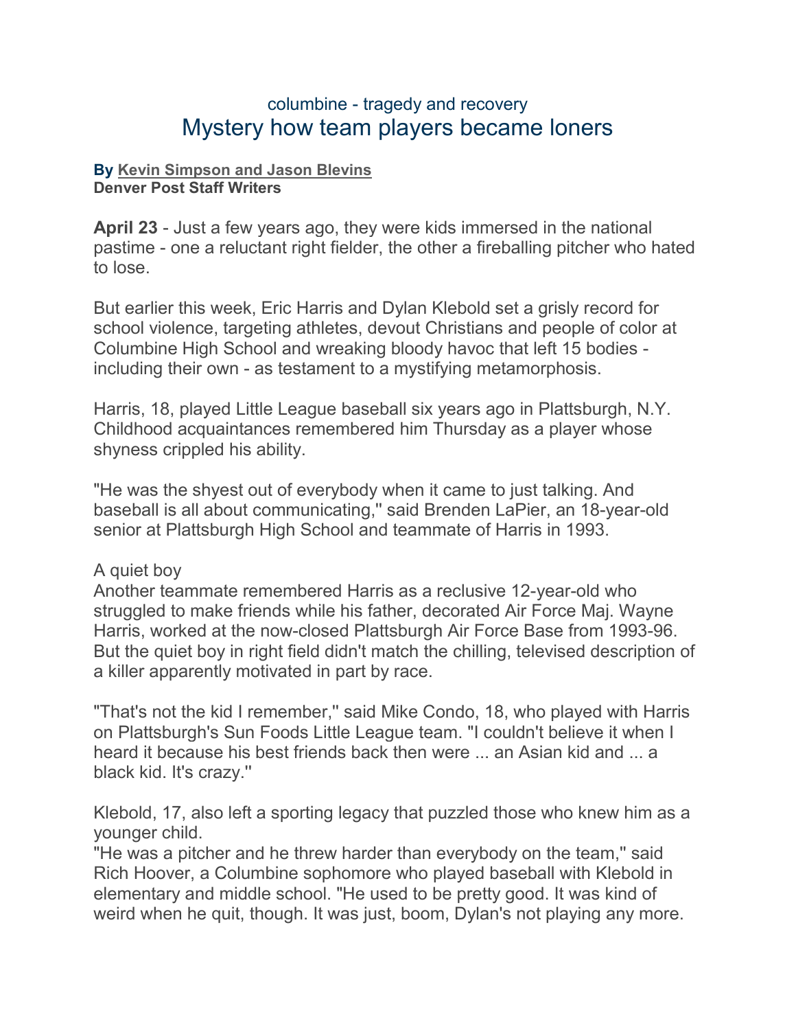columbine - tragedy and recovery

# Mystery how team players became loners

**By Kevin Simpson and Jason Blevins**
**Denver Post Staff Writers**

**April 23** - Just a few years ago, they were kids immersed in the national pastime - one a reluctant right fielder, the other a fireballing pitcher who hated to lose.

But earlier this week, Eric Harris and Dylan Klebold set a grisly record for school violence, targeting athletes, devout Christians and people of color at Columbine High School and wreaking bloody havoc that left 15 bodies - including their own - as testament to a mystifying metamorphosis.

Harris, 18, played Little League baseball six years ago in Plattsburgh, N.Y. Childhood acquaintances remembered him Thursday as a player whose shyness crippled his ability.

"He was the shyest out of everybody when it came to just talking. And baseball is all about communicating,'' said Brenden LaPier, an 18-year-old senior at Plattsburgh High School and teammate of Harris in 1993.

A quiet boy

Another teammate remembered Harris as a reclusive 12-year-old who struggled to make friends while his father, decorated Air Force Maj. Wayne Harris, worked at the now-closed Plattsburgh Air Force Base from 1993-96. But the quiet boy in right field didn't match the chilling, televised description of a killer apparently motivated in part by race.

"That's not the kid I remember,'' said Mike Condo, 18, who played with Harris on Plattsburgh's Sun Foods Little League team. "I couldn't believe it when I heard it because his best friends back then were ... an Asian kid and ... a black kid. It's crazy.''

Klebold, 17, also left a sporting legacy that puzzled those who knew him as a younger child.

"He was a pitcher and he threw harder than everybody on the team,'' said Rich Hoover, a Columbine sophomore who played baseball with Klebold in elementary and middle school. "He used to be pretty good. It was kind of weird when he quit, though. It was just, boom, Dylan's not playing any more.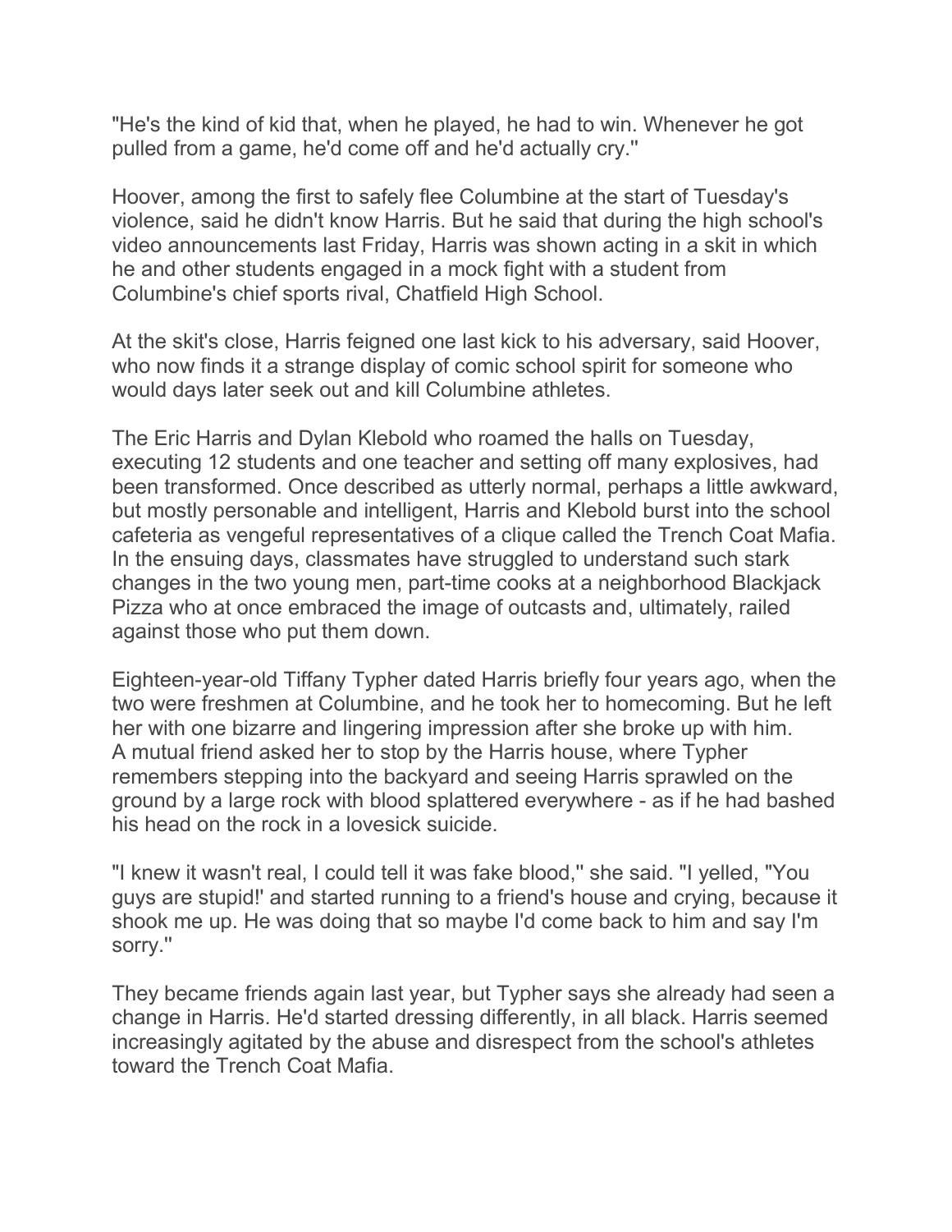"He's the kind of kid that, when he played, he had to win. Whenever he got pulled from a game, he'd come off and he'd actually cry.''

Hoover, among the first to safely flee Columbine at the start of Tuesday's violence, said he didn't know Harris. But he said that during the high school's video announcements last Friday, Harris was shown acting in a skit in which he and other students engaged in a mock fight with a student from Columbine's chief sports rival, Chatfield High School.

At the skit's close, Harris feigned one last kick to his adversary, said Hoover, who now finds it a strange display of comic school spirit for someone who would days later seek out and kill Columbine athletes.

The Eric Harris and Dylan Klebold who roamed the halls on Tuesday, executing 12 students and one teacher and setting off many explosives, had been transformed. Once described as utterly normal, perhaps a little awkward, but mostly personable and intelligent, Harris and Klebold burst into the school cafeteria as vengeful representatives of a clique called the Trench Coat Mafia. In the ensuing days, classmates have struggled to understand such stark changes in the two young men, part-time cooks at a neighborhood Blackjack Pizza who at once embraced the image of outcasts and, ultimately, railed against those who put them down.

Eighteen-year-old Tiffany Typher dated Harris briefly four years ago, when the two were freshmen at Columbine, and he took her to homecoming. But he left her with one bizarre and lingering impression after she broke up with him. A mutual friend asked her to stop by the Harris house, where Typher remembers stepping into the backyard and seeing Harris sprawled on the ground by a large rock with blood splattered everywhere - as if he had bashed his head on the rock in a lovesick suicide.

"I knew it wasn't real, I could tell it was fake blood,'' she said. "I yelled, "You guys are stupid!' and started running to a friend's house and crying, because it shook me up. He was doing that so maybe I'd come back to him and say I'm sorry.''

They became friends again last year, but Typher says she already had seen a change in Harris. He'd started dressing differently, in all black. Harris seemed increasingly agitated by the abuse and disrespect from the school's athletes toward the Trench Coat Mafia.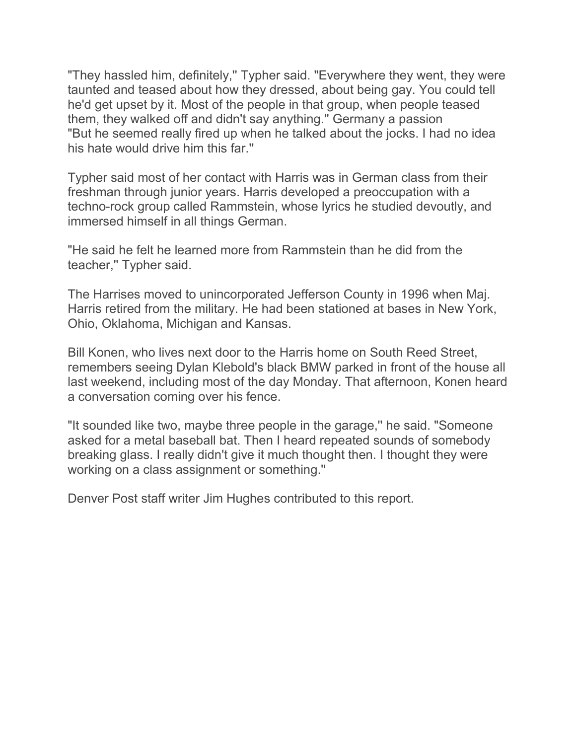"They hassled him, definitely,'' Typher said. "Everywhere they went, they were taunted and teased about how they dressed, about being gay. You could tell he'd get upset by it. Most of the people in that group, when people teased them, they walked off and didn't say anything.'' Germany a passion

"But he seemed really fired up when he talked about the jocks. I had no idea his hate would drive him this far.''

Typher said most of her contact with Harris was in German class from their freshman through junior years. Harris developed a preoccupation with a techno-rock group called Rammstein, whose lyrics he studied devoutly, and immersed himself in all things German.

"He said he felt he learned more from Rammstein than he did from the teacher,'' Typher said.

The Harrises moved to unincorporated Jefferson County in 1996 when Maj. Harris retired from the military. He had been stationed at bases in New York, Ohio, Oklahoma, Michigan and Kansas.

Bill Konen, who lives next door to the Harris home on South Reed Street, remembers seeing Dylan Klebold's black BMW parked in front of the house all last weekend, including most of the day Monday. That afternoon, Konen heard a conversation coming over his fence.

"It sounded like two, maybe three people in the garage,'' he said. "Someone asked for a metal baseball bat. Then I heard repeated sounds of somebody breaking glass. I really didn't give it much thought then. I thought they were working on a class assignment or something.''

Denver Post staff writer Jim Hughes contributed to this report.